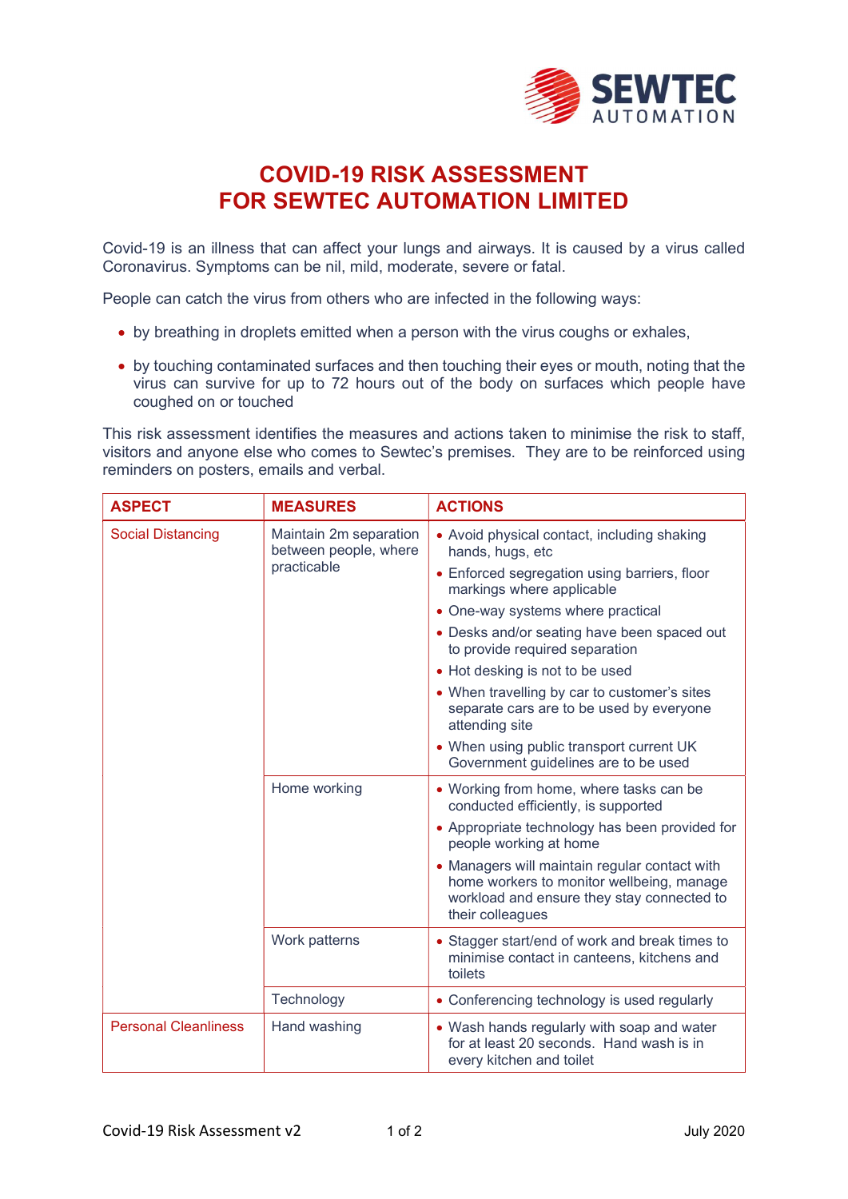# COVID-19 RISK ASSESSMENT
# FOR SEWTEC AUTOMATION LIMITED

Covid-19 is an illness that can affect your lungs and airways. It is caused by a virus called Coronavirus. Symptoms can be nil, mild, moderate, severe or fatal.

People can catch the virus from others who are infected in the following ways:

- by breathing in droplets emitted when a person with the virus coughs or exhales,
- by touching contaminated surfaces and then touching their eyes or mouth, noting that the virus can survive for up to 72 hours out of the body on surfaces which people have coughed on or touched

This risk assessment identifies the measures and actions taken to minimise the risk to staff, visitors and anyone else who comes to Sewtec's premises. They are to be reinforced using reminders on posters, emails and verbal.

| ASPECT | MEASURES | ACTIONS |
|---|---|---|
| Social Distancing | Maintain 2m separation between people, where practicable | • Avoid physical contact, including shaking hands, hugs, etc<br>• Enforced segregation using barriers, floor markings where applicable<br>• One-way systems where practical<br>• Desks and/or seating have been spaced out to provide required separation<br>• Hot desking is not to be used<br>• When travelling by car to customer's sites separate cars are to be used by everyone attending site<br>• When using public transport current UK Government guidelines are to be used |
| | Home working | • Working from home, where tasks can be conducted efficiently, is supported<br>• Appropriate technology has been provided for people working at home<br>• Managers will maintain regular contact with home workers to monitor wellbeing, manage workload and ensure they stay connected to their colleagues |
| | Work patterns | • Stagger start/end of work and break times to minimise contact in canteens, kitchens and toilets |
| | Technology | • Conferencing technology is used regularly |
| Personal Cleanliness | Hand washing | • Wash hands regularly with soap and water for at least 20 seconds. Hand wash is in every kitchen and toilet |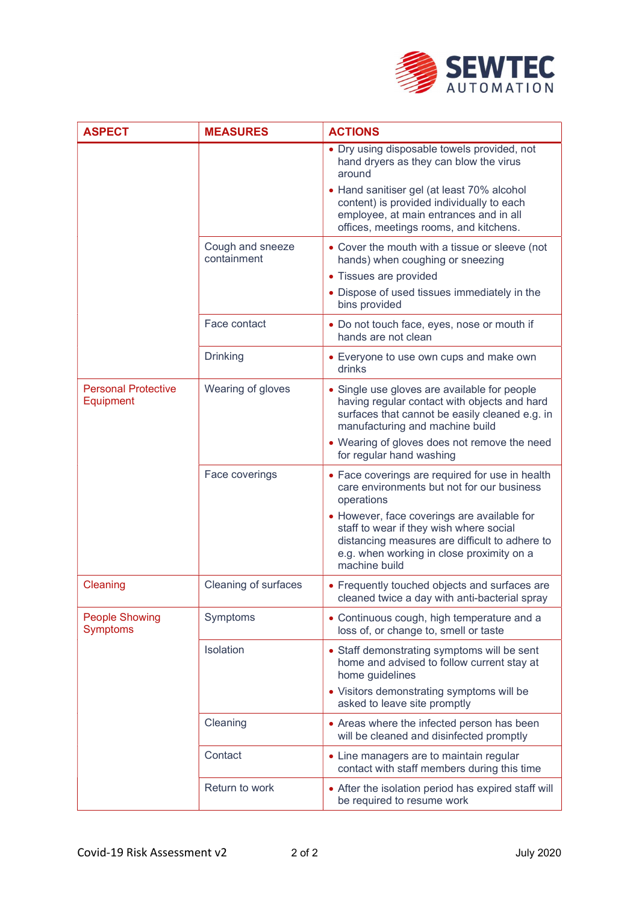| ASPECT | MEASURES | ACTIONS |
|---|---|---|
| | | • Dry using disposable towels provided, not hand dryers as they can blow the virus around<br>• Hand sanitiser gel (at least 70% alcohol content) is provided individually to each employee, at main entrances and in all offices, meetings rooms, and kitchens. |
| | Cough and sneeze containment | • Cover the mouth with a tissue or sleeve (not hands) when coughing or sneezing<br>• Tissues are provided<br>• Dispose of used tissues immediately in the bins provided |
| | Face contact | • Do not touch face, eyes, nose or mouth if hands are not clean |
| | Drinking | • Everyone to use own cups and make own drinks |
| Personal Protective Equipment | Wearing of gloves | • Single use gloves are available for people having regular contact with objects and hard surfaces that cannot be easily cleaned e.g. in manufacturing and machine build<br>• Wearing of gloves does not remove the need for regular hand washing |
| | Face coverings | • Face coverings are required for use in health care environments but not for our business operations<br>• However, face coverings are available for staff to wear if they wish where social distancing measures are difficult to adhere to e.g. when working in close proximity on a machine build |
| Cleaning | Cleaning of surfaces | • Frequently touched objects and surfaces are cleaned twice a day with anti-bacterial spray |
| People Showing Symptoms | Symptoms | • Continuous cough, high temperature and a loss of, or change to, smell or taste |
| | Isolation | • Staff demonstrating symptoms will be sent home and advised to follow current stay at home guidelines<br>• Visitors demonstrating symptoms will be asked to leave site promptly |
| | Cleaning | • Areas where the infected person has been will be cleaned and disinfected promptly |
| | Contact | • Line managers are to maintain regular contact with staff members during this time |
| | Return to work | • After the isolation period has expired staff will be required to resume work |